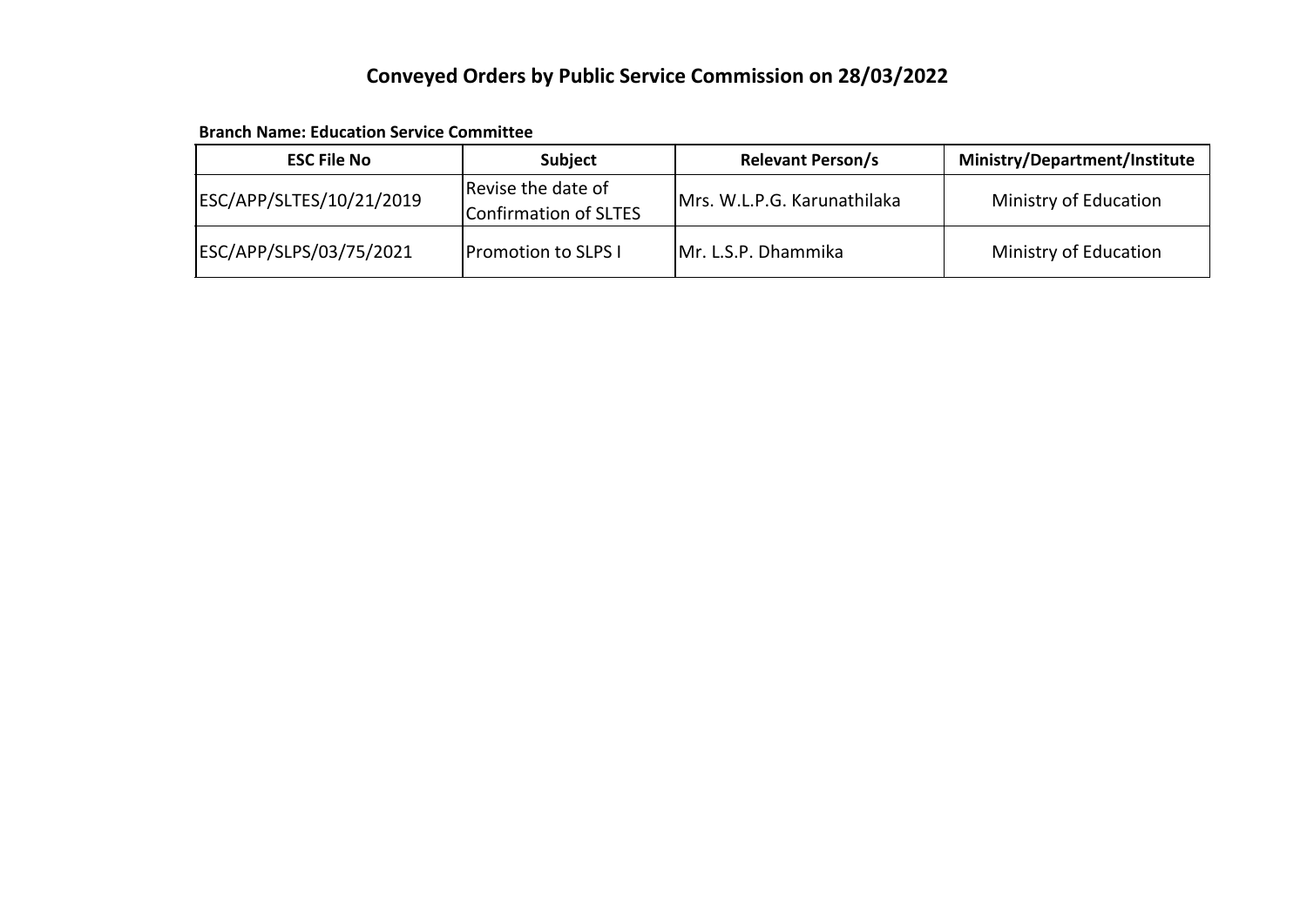# Conveyed Orders by Public Service Commission on 28/03/2022

**Branch Name: Education Service Committee**

| ESC File No | Subject | Relevant Person/s | Ministry/Department/Institute |
|---|---|---|---|
| ESC/APP/SLTES/10/21/2019 | Revise the date of Confirmation of SLTES | Mrs. W.L.P.G. Karunathilaka | Ministry of Education |
| ESC/APP/SLPS/03/75/2021 | Promotion to SLPS I | Mr. L.S.P. Dhammika | Ministry of Education |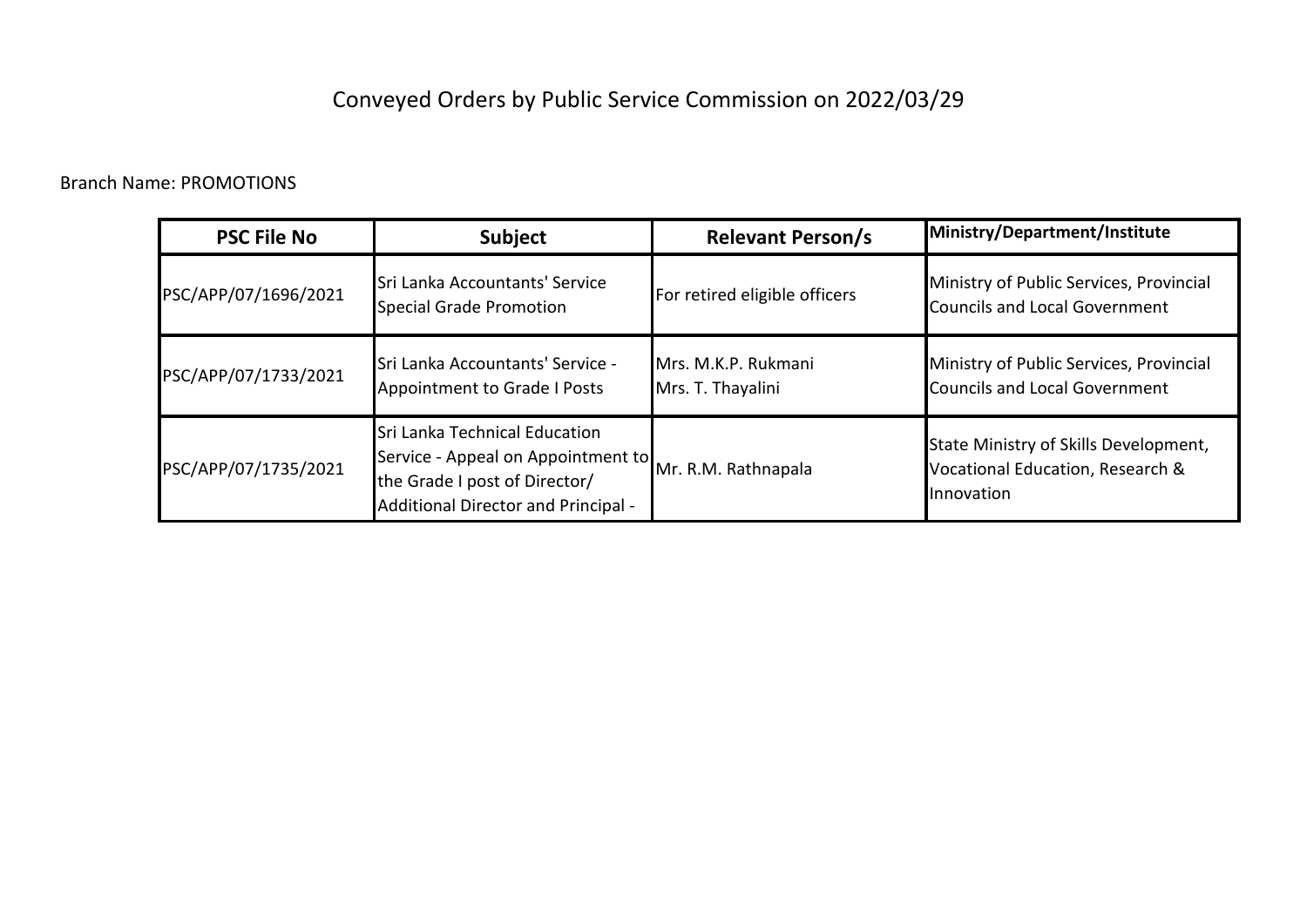# Conveyed Orders by Public Service Commission on 2022/03/29

Branch Name: PROMOTIONS

| PSC File No | Subject | Relevant Person/s | Ministry/Department/Institute |
|---|---|---|---|
| PSC/APP/07/1696/2021 | Sri Lanka Accountants' Service Special Grade Promotion | For retired eligible officers | Ministry of Public Services, Provincial Councils and Local Government |
| PSC/APP/07/1733/2021 | Sri Lanka Accountants' Service - Appointment to Grade I Posts | Mrs. M.K.P. Rukmani<br>Mrs. T. Thayalini | Ministry of Public Services, Provincial Councils and Local Government |
| PSC/APP/07/1735/2021 | Sri Lanka Technical Education Service - Appeal on Appointment to the Grade I post of Director/ Additional Director and Principal - | Mr. R.M. Rathnapala | State Ministry of Skills Development, Vocational Education, Research & Innovation |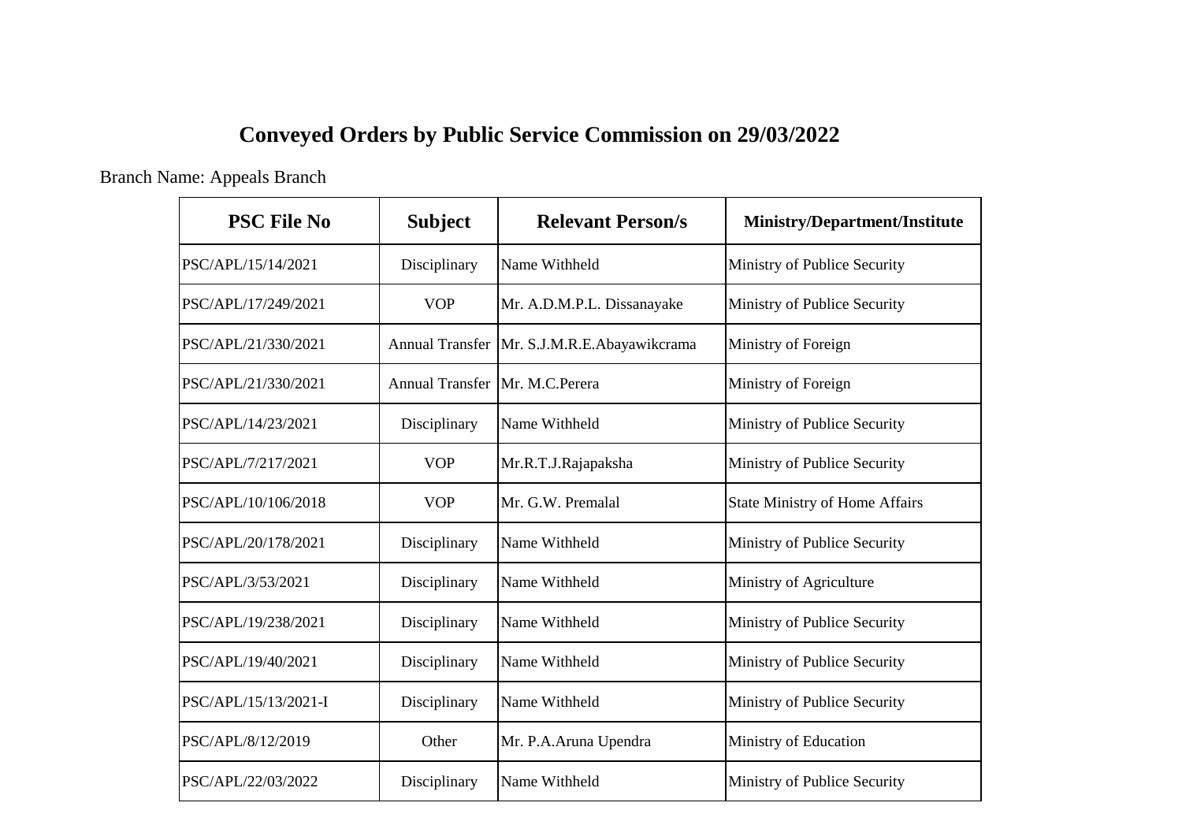# Conveyed Orders by Public Service Commission on 29/03/2022

Branch Name: Appeals Branch

| PSC File No | Subject | Relevant Person/s | Ministry/Department/Institute |
|---|---|---|---|
| PSC/APL/15/14/2021 | Disciplinary | Name Withheld | Ministry of Publice Security |
| PSC/APL/17/249/2021 | VOP | Mr. A.D.M.P.L. Dissanayake | Ministry of Publice Security |
| PSC/APL/21/330/2021 | Annual Transfer | Mr. S.J.M.R.E.Abayawikcrama | Ministry of Foreign |
| PSC/APL/21/330/2021 | Annual Transfer | Mr. M.C.Perera | Ministry of Foreign |
| PSC/APL/14/23/2021 | Disciplinary | Name Withheld | Ministry of Publice Security |
| PSC/APL/7/217/2021 | VOP | Mr.R.T.J.Rajapaksha | Ministry of Publice Security |
| PSC/APL/10/106/2018 | VOP | Mr. G.W. Premalal | State Ministry of Home Affairs |
| PSC/APL/20/178/2021 | Disciplinary | Name Withheld | Ministry of Publice Security |
| PSC/APL/3/53/2021 | Disciplinary | Name Withheld | Ministry of Agriculture |
| PSC/APL/19/238/2021 | Disciplinary | Name Withheld | Ministry of Publice Security |
| PSC/APL/19/40/2021 | Disciplinary | Name Withheld | Ministry of Publice Security |
| PSC/APL/15/13/2021-I | Disciplinary | Name Withheld | Ministry of Publice Security |
| PSC/APL/8/12/2019 | Other | Mr. P.A.Aruna Upendra | Ministry of Education |
| PSC/APL/22/03/2022 | Disciplinary | Name Withheld | Ministry of Publice Security |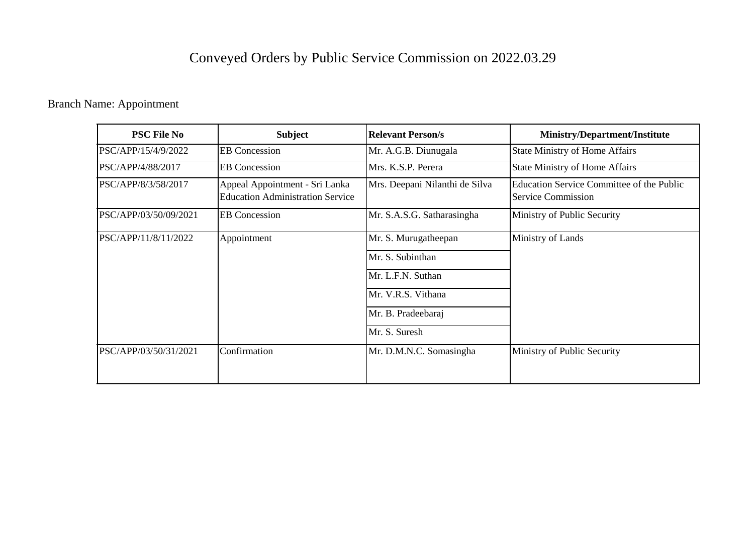# Conveyed Orders by Public Service Commission on 2022.03.29

Branch Name: Appointment

| PSC File No | Subject | Relevant Person/s | Ministry/Department/Institute |
|---|---|---|---|
| PSC/APP/15/4/9/2022 | EB Concession | Mr. A.G.B. Diunugala | State Ministry of Home Affairs |
| PSC/APP/4/88/2017 | EB Concession | Mrs. K.S.P. Perera | State Ministry of Home Affairs |
| PSC/APP/8/3/58/2017 | Appeal Appointment - Sri Lanka Education Administration Service | Mrs. Deepani Nilanthi de Silva | Education Service Committee of the Public Service Commission |
| PSC/APP/03/50/09/2021 | EB Concession | Mr. S.A.S.G. Satharasingha | Ministry of Public Security |
| PSC/APP/11/8/11/2022 | Appointment | Mr. S. Murugatheepan | Ministry of Lands |
| | | Mr. S. Subinthan | |
| | | Mr. L.F.N. Suthan | |
| | | Mr. V.R.S. Vithana | |
| | | Mr. B. Pradeebaraj | |
| | | Mr. S. Suresh | |
| PSC/APP/03/50/31/2021 | Confirmation | Mr. D.M.N.C. Somasingha | Ministry of Public Security |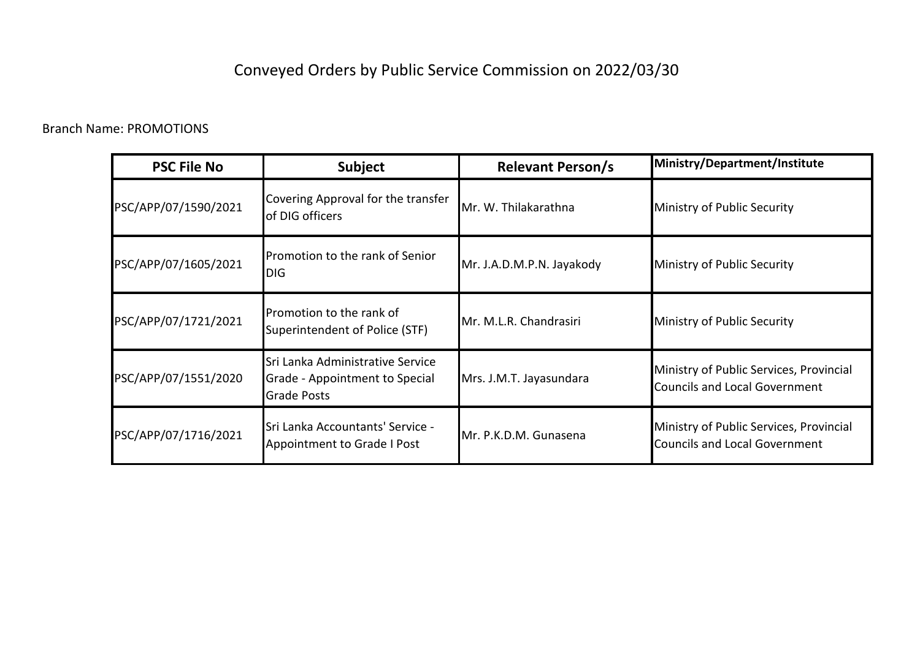# Conveyed Orders by Public Service Commission on 2022/03/30

Branch Name: PROMOTIONS

| PSC File No | Subject | Relevant Person/s | Ministry/Department/Institute |
|---|---|---|---|
| PSC/APP/07/1590/2021 | Covering Approval for the transfer of DIG officers | Mr. W. Thilakarathna | Ministry of Public Security |
| PSC/APP/07/1605/2021 | Promotion to the rank of Senior DIG | Mr. J.A.D.M.P.N. Jayakody | Ministry of Public Security |
| PSC/APP/07/1721/2021 | Promotion to the rank of Superintendent of Police (STF) | Mr. M.L.R. Chandrasiri | Ministry of Public Security |
| PSC/APP/07/1551/2020 | Sri Lanka Administrative Service Grade - Appointment to Special Grade Posts | Mrs. J.M.T. Jayasundara | Ministry of Public Services, Provincial Councils and Local Government |
| PSC/APP/07/1716/2021 | Sri Lanka Accountants' Service - Appointment to Grade I Post | Mr. P.K.D.M. Gunasena | Ministry of Public Services, Provincial Councils and Local Government |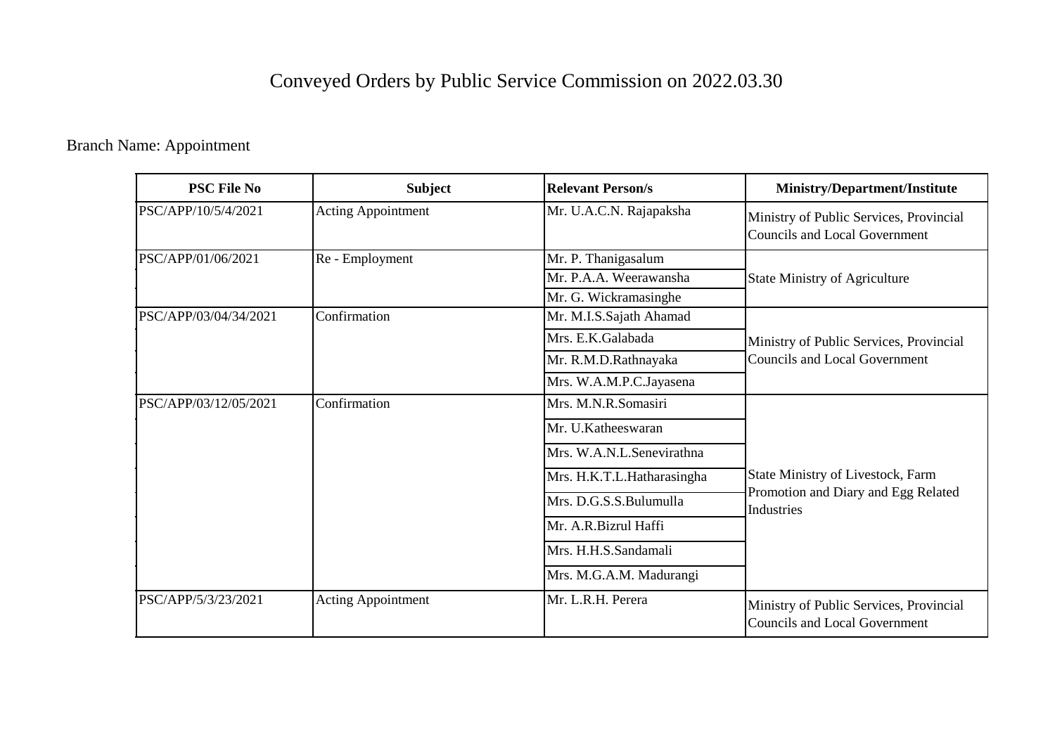# Conveyed Orders by Public Service Commission on 2022.03.30

Branch Name: Appointment

| PSC File No | Subject | Relevant Person/s | Ministry/Department/Institute |
|---|---|---|---|
| PSC/APP/10/5/4/2021 | Acting Appointment | Mr. U.A.C.N. Rajapaksha | Ministry of Public Services, Provincial Councils and Local Government |
| PSC/APP/01/06/2021 | Re - Employment | Mr. P. Thanigasalum | State Ministry of Agriculture |
| | | Mr. P.A.A. Weerawansha | |
| | | Mr. G. Wickramasinghe | |
| PSC/APP/03/04/34/2021 | Confirmation | Mr. M.I.S.Sajath Ahamad | Ministry of Public Services, Provincial Councils and Local Government |
| | | Mrs. E.K.Galabada | |
| | | Mr. R.M.D.Rathnayaka | |
| | | Mrs. W.A.M.P.C.Jayasena | |
| PSC/APP/03/12/05/2021 | Confirmation | Mrs. M.N.R.Somasiri | State Ministry of Livestock, Farm Promotion and Diary and Egg Related Industries |
| | | Mr. U.Katheeswaran | |
| | | Mrs. W.A.N.L.Senevirathna | |
| | | Mrs. H.K.T.L.Hatharasingha | |
| | | Mrs. D.G.S.S.Bulumulla | |
| | | Mr. A.R.Bizrul Haffi | |
| | | Mrs. H.H.S.Sandamali | |
| | | Mrs. M.G.A.M. Madurangi | |
| PSC/APP/5/3/23/2021 | Acting Appointment | Mr. L.R.H. Perera | Ministry of Public Services, Provincial Councils and Local Government |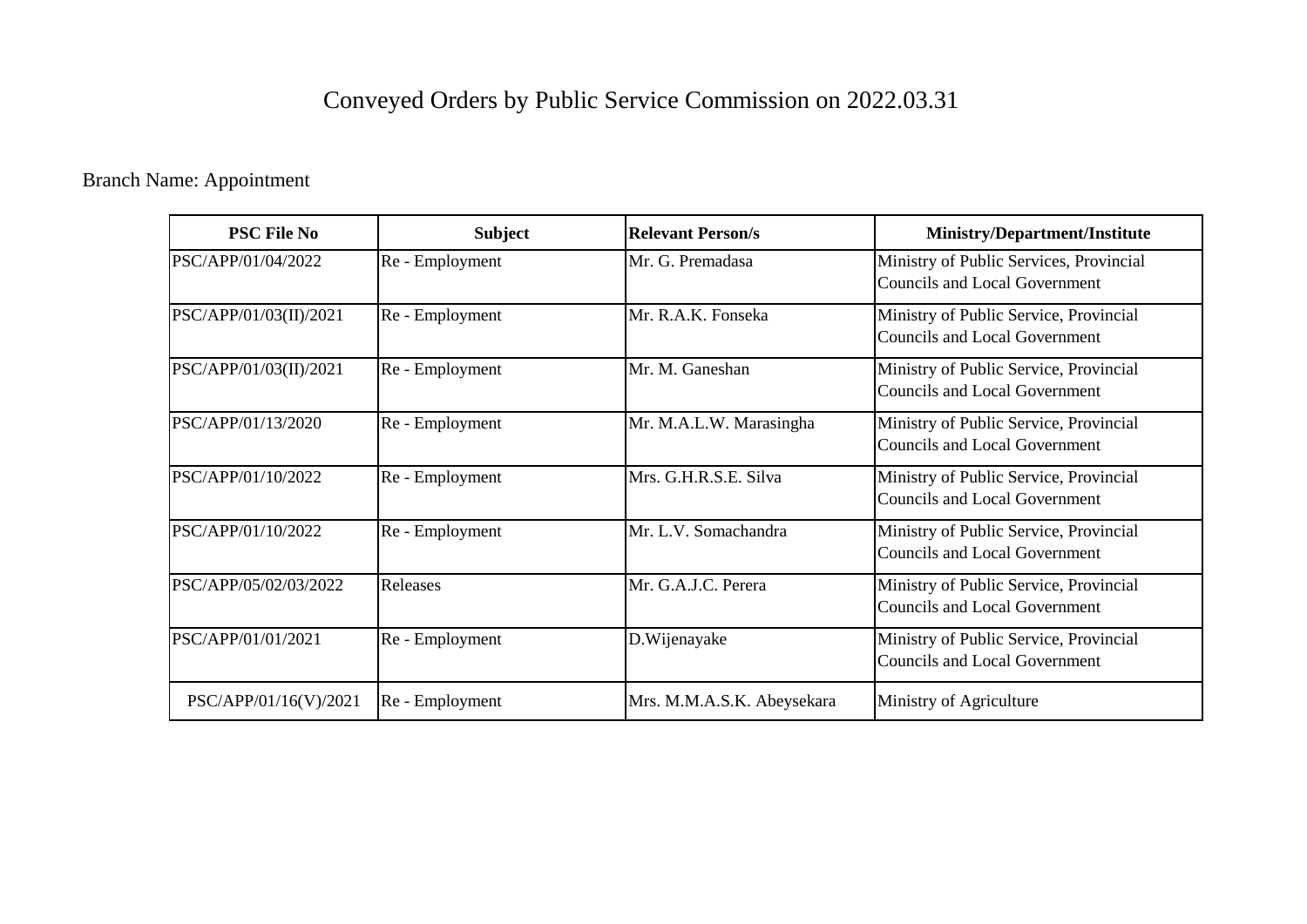# Conveyed Orders by Public Service Commission on 2022.03.31

Branch Name: Appointment

| PSC File No | Subject | Relevant Person/s | Ministry/Department/Institute |
|---|---|---|---|
| PSC/APP/01/04/2022 | Re - Employment | Mr. G. Premadasa | Ministry of Public Services, Provincial Councils and Local Government |
| PSC/APP/01/03(II)/2021 | Re - Employment | Mr. R.A.K. Fonseka | Ministry of Public Service, Provincial Councils and Local Government |
| PSC/APP/01/03(II)/2021 | Re - Employment | Mr. M. Ganeshan | Ministry of Public Service, Provincial Councils and Local Government |
| PSC/APP/01/13/2020 | Re - Employment | Mr. M.A.L.W. Marasingha | Ministry of Public Service, Provincial Councils and Local Government |
| PSC/APP/01/10/2022 | Re - Employment | Mrs. G.H.R.S.E. Silva | Ministry of Public Service, Provincial Councils and Local Government |
| PSC/APP/01/10/2022 | Re - Employment | Mr. L.V. Somachandra | Ministry of Public Service, Provincial Councils and Local Government |
| PSC/APP/05/02/03/2022 | Releases | Mr. G.A.J.C. Perera | Ministry of Public Service, Provincial Councils and Local Government |
| PSC/APP/01/01/2021 | Re - Employment | D.Wijenayake | Ministry of Public Service, Provincial Councils and Local Government |
| PSC/APP/01/16(V)/2021 | Re - Employment | Mrs. M.M.A.S.K. Abeysekara | Ministry of Agriculture |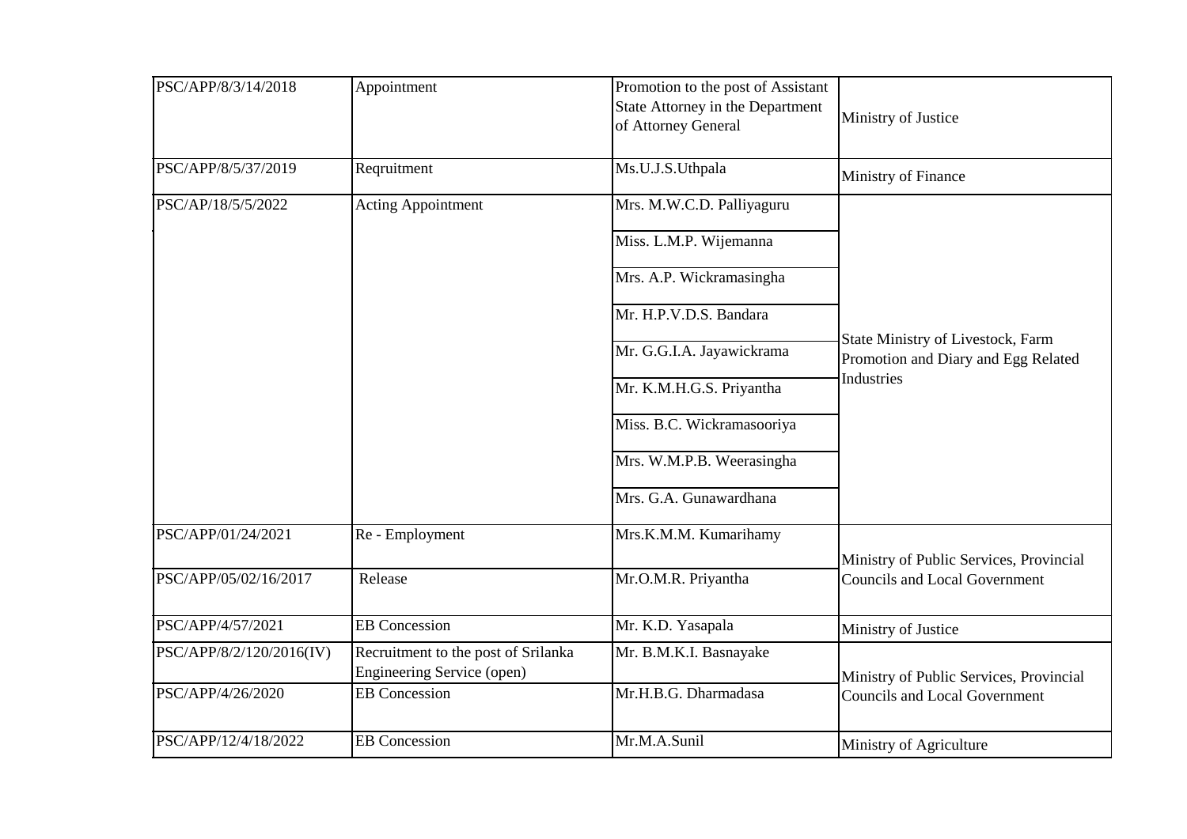| | | | |
|---|---|---|---|
| PSC/APP/8/3/14/2018 | Appointment | Promotion to the post of Assistant State Attorney in the Department of Attorney General | Ministry of Justice |
| PSC/APP/8/5/37/2019 | Reqruitment | Ms.U.J.S.Uthpala | Ministry of Finance |
| PSC/AP/18/5/5/2022 | Acting Appointment | Mrs. M.W.C.D. Palliyaguru | State Ministry of Livestock, Farm Promotion and Diary and Egg Related Industries |
| | | Miss. L.M.P. Wijemanna | |
| | | Mrs. A.P. Wickramasingha | |
| | | Mr. H.P.V.D.S. Bandara | |
| | | Mr. G.G.I.A. Jayawickrama | |
| | | Mr. K.M.H.G.S. Priyantha | |
| | | Miss. B.C. Wickramasooriya | |
| | | Mrs. W.M.P.B. Weerasingha | |
| | | Mrs. G.A. Gunawardhana | |
| PSC/APP/01/24/2021 | Re - Employment | Mrs.K.M.M. Kumarihamy | Ministry of Public Services, Provincial Councils and Local Government |
| PSC/APP/05/02/16/2017 | Release | Mr.O.M.R. Priyantha | |
| PSC/APP/4/57/2021 | EB Concession | Mr. K.D. Yasapala | Ministry of Justice |
| PSC/APP/8/2/120/2016(IV) | Recruitment to the post of Srilanka Engineering Service (open) | Mr. B.M.K.I. Basnayake | Ministry of Public Services, Provincial Councils and Local Government |
| PSC/APP/4/26/2020 | EB Concession | Mr.H.B.G. Dharmadasa | |
| PSC/APP/12/4/18/2022 | EB Concession | Mr.M.A.Sunil | Ministry of Agriculture |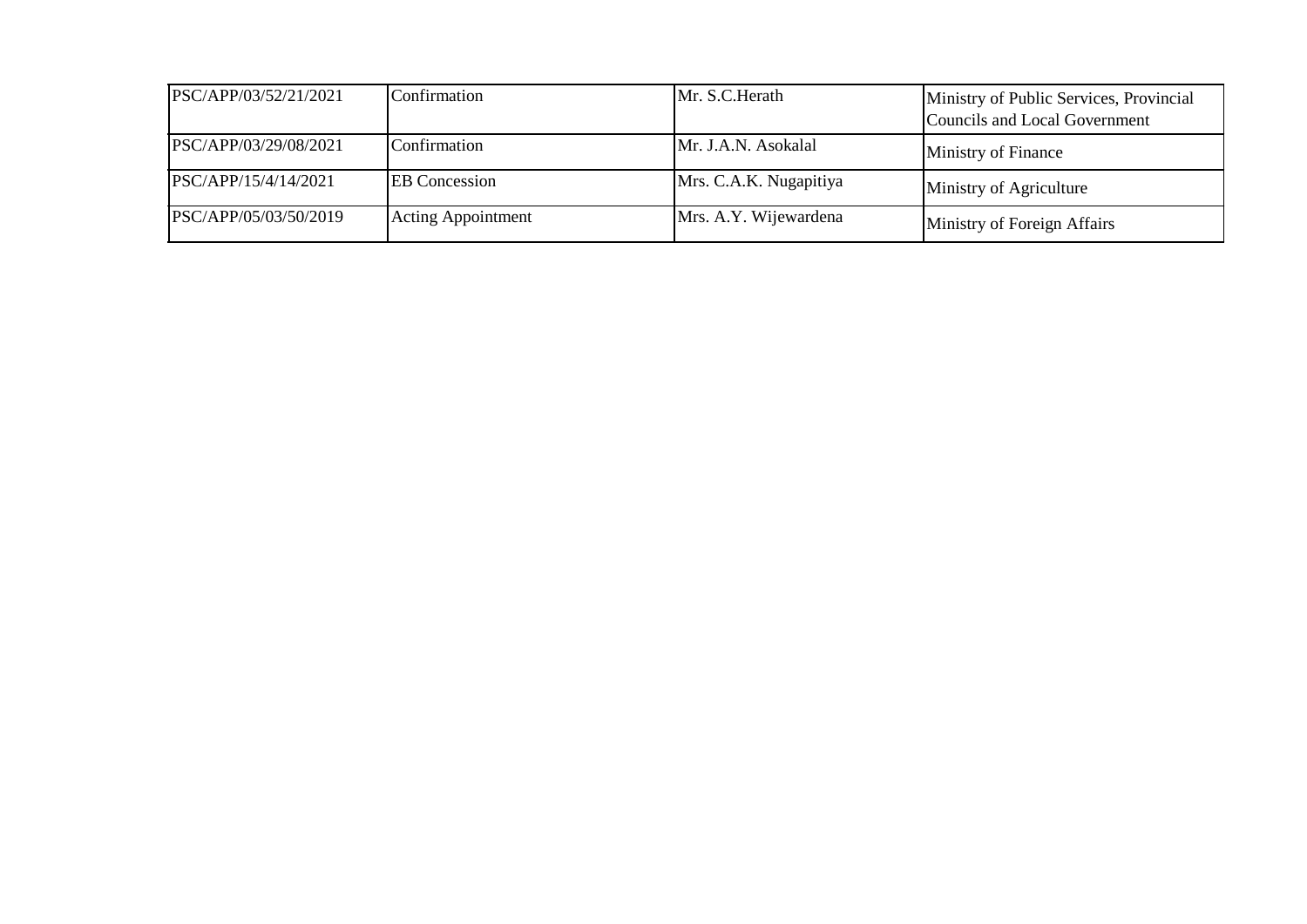| | | | |
|---|---|---|---|
| PSC/APP/03/52/21/2021 | Confirmation | Mr. S.C.Herath | Ministry of Public Services, Provincial Councils and Local Government |
| PSC/APP/03/29/08/2021 | Confirmation | Mr. J.A.N. Asokalal | Ministry of Finance |
| PSC/APP/15/4/14/2021 | EB Concession | Mrs. C.A.K. Nugapitiya | Ministry of Agriculture |
| PSC/APP/05/03/50/2019 | Acting Appointment | Mrs. A.Y. Wijewardena | Ministry of Foreign Affairs |